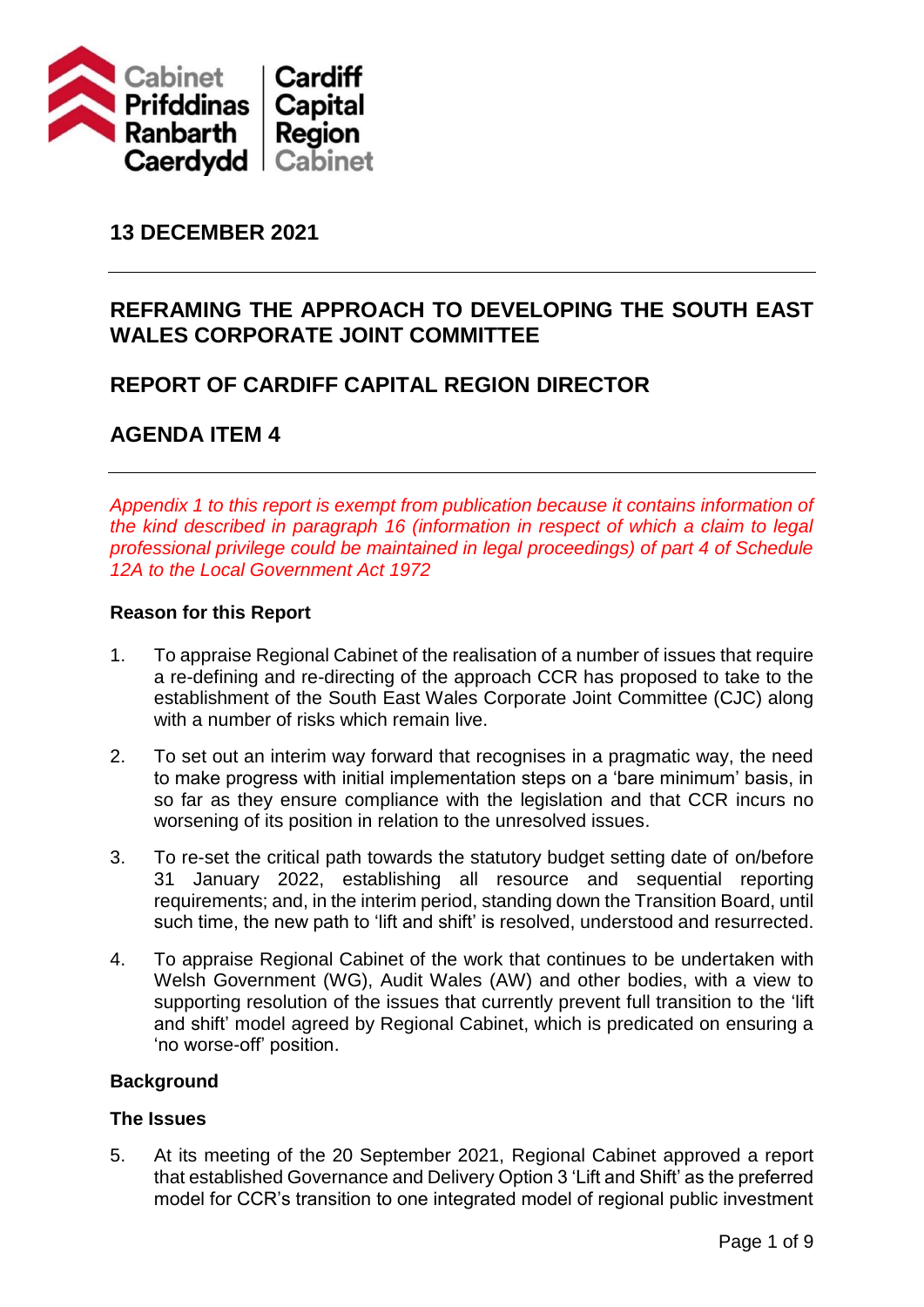Cabinet Prifddinas Ranbarth Caerdydd | Cardiff Capital Region Cabinet

## 13 DECEMBER 2021

---

## REFRAMING THE APPROACH TO DEVELOPING THE SOUTH EAST WALES CORPORATE JOINT COMMITTEE

## REPORT OF CARDIFF CAPITAL REGION DIRECTOR

## AGENDA ITEM 4

---

*Appendix 1 to this report is exempt from publication because it contains information of the kind described in paragraph 16 (information in respect of which a claim to legal professional privilege could be maintained in legal proceedings) of part 4 of Schedule 12A to the Local Government Act 1972*

**Reason for this Report**

1. To appraise Regional Cabinet of the realisation of a number of issues that require a re-defining and re-directing of the approach CCR has proposed to take to the establishment of the South East Wales Corporate Joint Committee (CJC) along with a number of risks which remain live.

2. To set out an interim way forward that recognises in a pragmatic way, the need to make progress with initial implementation steps on a 'bare minimum' basis, in so far as they ensure compliance with the legislation and that CCR incurs no worsening of its position in relation to the unresolved issues.

3. To re-set the critical path towards the statutory budget setting date of on/before 31 January 2022, establishing all resource and sequential reporting requirements; and, in the interim period, standing down the Transition Board, until such time, the new path to 'lift and shift' is resolved, understood and resurrected.

4. To appraise Regional Cabinet of the work that continues to be undertaken with Welsh Government (WG), Audit Wales (AW) and other bodies, with a view to supporting resolution of the issues that currently prevent full transition to the 'lift and shift' model agreed by Regional Cabinet, which is predicated on ensuring a 'no worse-off' position.

**Background**

**The Issues**

5. At its meeting of the 20 September 2021, Regional Cabinet approved a report that established Governance and Delivery Option 3 'Lift and Shift' as the preferred model for CCR's transition to one integrated model of regional public investment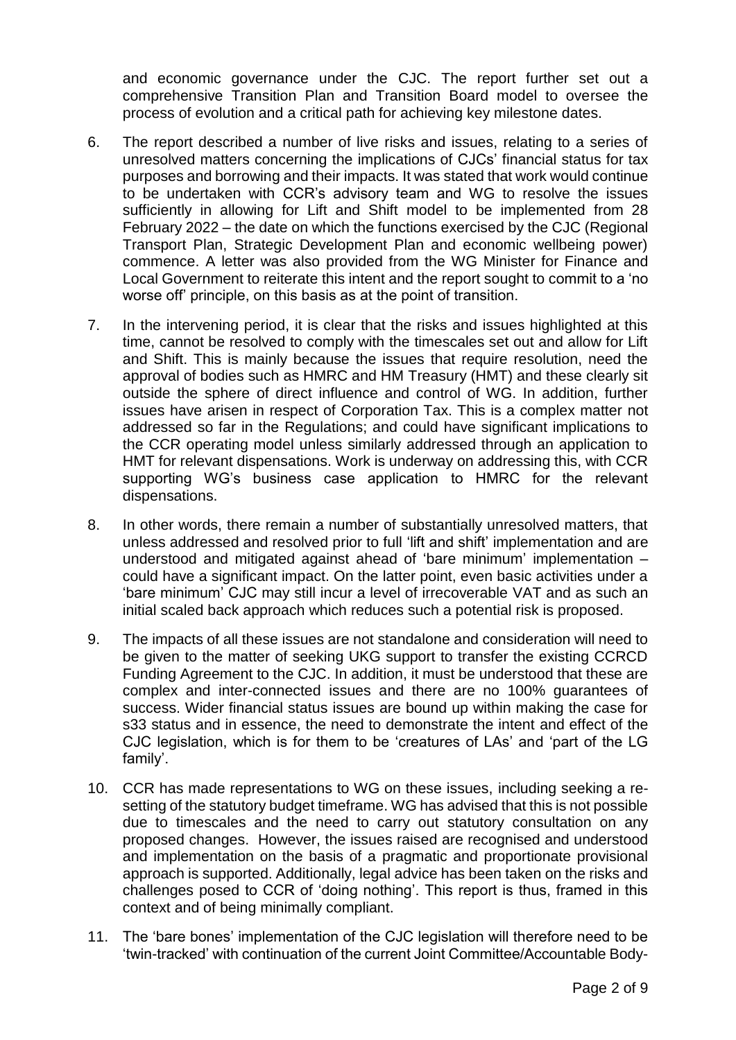and economic governance under the CJC. The report further set out a comprehensive Transition Plan and Transition Board model to oversee the process of evolution and a critical path for achieving key milestone dates.

6. The report described a number of live risks and issues, relating to a series of unresolved matters concerning the implications of CJCs' financial status for tax purposes and borrowing and their impacts. It was stated that work would continue to be undertaken with CCR's advisory team and WG to resolve the issues sufficiently in allowing for Lift and Shift model to be implemented from 28 February 2022 – the date on which the functions exercised by the CJC (Regional Transport Plan, Strategic Development Plan and economic wellbeing power) commence. A letter was also provided from the WG Minister for Finance and Local Government to reiterate this intent and the report sought to commit to a 'no worse off' principle, on this basis as at the point of transition.

7. In the intervening period, it is clear that the risks and issues highlighted at this time, cannot be resolved to comply with the timescales set out and allow for Lift and Shift. This is mainly because the issues that require resolution, need the approval of bodies such as HMRC and HM Treasury (HMT) and these clearly sit outside the sphere of direct influence and control of WG. In addition, further issues have arisen in respect of Corporation Tax. This is a complex matter not addressed so far in the Regulations; and could have significant implications to the CCR operating model unless similarly addressed through an application to HMT for relevant dispensations. Work is underway on addressing this, with CCR supporting WG's business case application to HMRC for the relevant dispensations.

8. In other words, there remain a number of substantially unresolved matters, that unless addressed and resolved prior to full 'lift and shift' implementation and are understood and mitigated against ahead of 'bare minimum' implementation – could have a significant impact. On the latter point, even basic activities under a 'bare minimum' CJC may still incur a level of irrecoverable VAT and as such an initial scaled back approach which reduces such a potential risk is proposed.

9. The impacts of all these issues are not standalone and consideration will need to be given to the matter of seeking UKG support to transfer the existing CCRCD Funding Agreement to the CJC. In addition, it must be understood that these are complex and inter-connected issues and there are no 100% guarantees of success. Wider financial status issues are bound up within making the case for s33 status and in essence, the need to demonstrate the intent and effect of the CJC legislation, which is for them to be 'creatures of LAs' and 'part of the LG family'.

10. CCR has made representations to WG on these issues, including seeking a re-setting of the statutory budget timeframe. WG has advised that this is not possible due to timescales and the need to carry out statutory consultation on any proposed changes. However, the issues raised are recognised and understood and implementation on the basis of a pragmatic and proportionate provisional approach is supported. Additionally, legal advice has been taken on the risks and challenges posed to CCR of 'doing nothing'. This report is thus, framed in this context and of being minimally compliant.

11. The 'bare bones' implementation of the CJC legislation will therefore need to be 'twin-tracked' with continuation of the current Joint Committee/Accountable Body-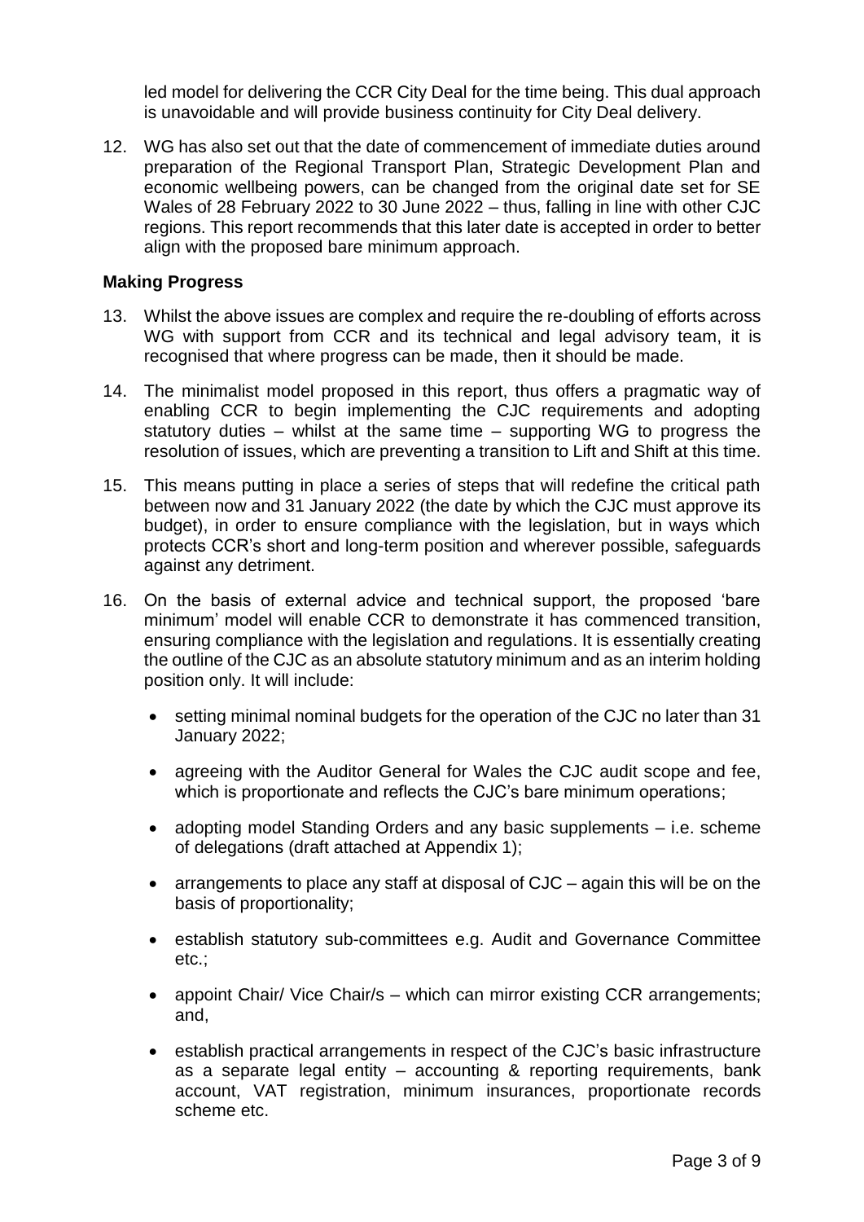led model for delivering the CCR City Deal for the time being. This dual approach is unavoidable and will provide business continuity for City Deal delivery.

12. WG has also set out that the date of commencement of immediate duties around preparation of the Regional Transport Plan, Strategic Development Plan and economic wellbeing powers, can be changed from the original date set for SE Wales of 28 February 2022 to 30 June 2022 – thus, falling in line with other CJC regions. This report recommends that this later date is accepted in order to better align with the proposed bare minimum approach.

**Making Progress**

13. Whilst the above issues are complex and require the re-doubling of efforts across WG with support from CCR and its technical and legal advisory team, it is recognised that where progress can be made, then it should be made.

14. The minimalist model proposed in this report, thus offers a pragmatic way of enabling CCR to begin implementing the CJC requirements and adopting statutory duties – whilst at the same time – supporting WG to progress the resolution of issues, which are preventing a transition to Lift and Shift at this time.

15. This means putting in place a series of steps that will redefine the critical path between now and 31 January 2022 (the date by which the CJC must approve its budget), in order to ensure compliance with the legislation, but in ways which protects CCR's short and long-term position and wherever possible, safeguards against any detriment.

16. On the basis of external advice and technical support, the proposed 'bare minimum' model will enable CCR to demonstrate it has commenced transition, ensuring compliance with the legislation and regulations. It is essentially creating the outline of the CJC as an absolute statutory minimum and as an interim holding position only. It will include:

    - setting minimal nominal budgets for the operation of the CJC no later than 31 January 2022;
    - agreeing with the Auditor General for Wales the CJC audit scope and fee, which is proportionate and reflects the CJC's bare minimum operations;
    - adopting model Standing Orders and any basic supplements – i.e. scheme of delegations (draft attached at Appendix 1);
    - arrangements to place any staff at disposal of CJC – again this will be on the basis of proportionality;
    - establish statutory sub-committees e.g. Audit and Governance Committee etc.;
    - appoint Chair/ Vice Chair/s – which can mirror existing CCR arrangements; and,
    - establish practical arrangements in respect of the CJC's basic infrastructure as a separate legal entity – accounting & reporting requirements, bank account, VAT registration, minimum insurances, proportionate records scheme etc.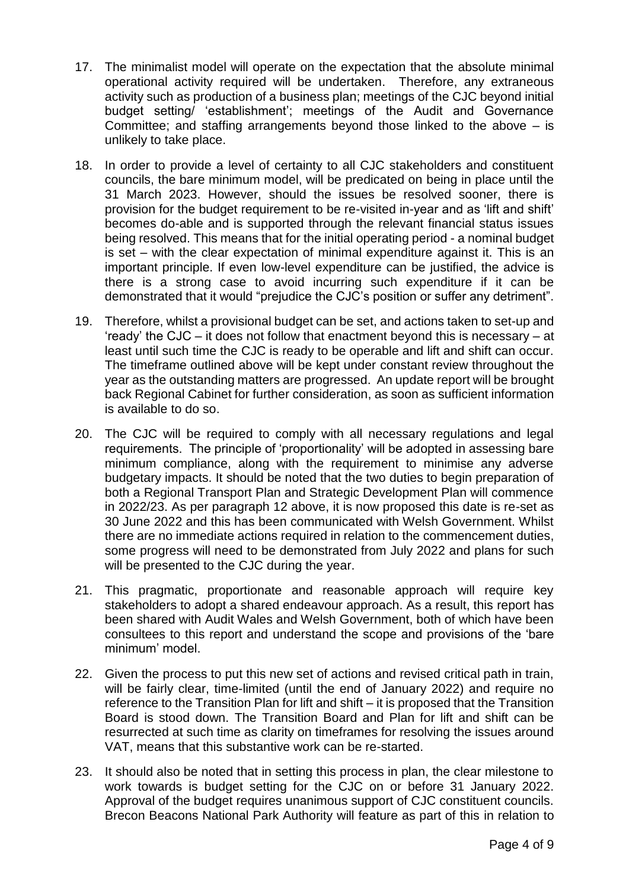17. The minimalist model will operate on the expectation that the absolute minimal operational activity required will be undertaken. Therefore, any extraneous activity such as production of a business plan; meetings of the CJC beyond initial budget setting/ 'establishment'; meetings of the Audit and Governance Committee; and staffing arrangements beyond those linked to the above – is unlikely to take place.

18. In order to provide a level of certainty to all CJC stakeholders and constituent councils, the bare minimum model, will be predicated on being in place until the 31 March 2023. However, should the issues be resolved sooner, there is provision for the budget requirement to be re-visited in-year and as 'lift and shift' becomes do-able and is supported through the relevant financial status issues being resolved. This means that for the initial operating period - a nominal budget is set – with the clear expectation of minimal expenditure against it. This is an important principle. If even low-level expenditure can be justified, the advice is there is a strong case to avoid incurring such expenditure if it can be demonstrated that it would "prejudice the CJC's position or suffer any detriment".

19. Therefore, whilst a provisional budget can be set, and actions taken to set-up and 'ready' the CJC – it does not follow that enactment beyond this is necessary – at least until such time the CJC is ready to be operable and lift and shift can occur. The timeframe outlined above will be kept under constant review throughout the year as the outstanding matters are progressed. An update report will be brought back Regional Cabinet for further consideration, as soon as sufficient information is available to do so.

20. The CJC will be required to comply with all necessary regulations and legal requirements. The principle of 'proportionality' will be adopted in assessing bare minimum compliance, along with the requirement to minimise any adverse budgetary impacts. It should be noted that the two duties to begin preparation of both a Regional Transport Plan and Strategic Development Plan will commence in 2022/23. As per paragraph 12 above, it is now proposed this date is re-set as 30 June 2022 and this has been communicated with Welsh Government. Whilst there are no immediate actions required in relation to the commencement duties, some progress will need to be demonstrated from July 2022 and plans for such will be presented to the CJC during the year.

21. This pragmatic, proportionate and reasonable approach will require key stakeholders to adopt a shared endeavour approach. As a result, this report has been shared with Audit Wales and Welsh Government, both of which have been consultees to this report and understand the scope and provisions of the 'bare minimum' model.

22. Given the process to put this new set of actions and revised critical path in train, will be fairly clear, time-limited (until the end of January 2022) and require no reference to the Transition Plan for lift and shift – it is proposed that the Transition Board is stood down. The Transition Board and Plan for lift and shift can be resurrected at such time as clarity on timeframes for resolving the issues around VAT, means that this substantive work can be re-started.

23. It should also be noted that in setting this process in plan, the clear milestone to work towards is budget setting for the CJC on or before 31 January 2022. Approval of the budget requires unanimous support of CJC constituent councils. Brecon Beacons National Park Authority will feature as part of this in relation to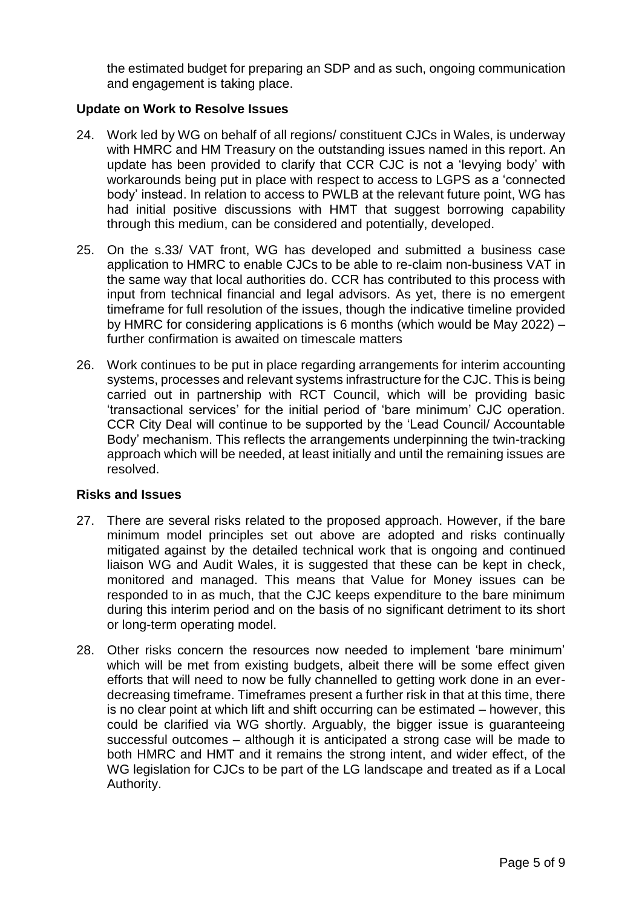the estimated budget for preparing an SDP and as such, ongoing communication and engagement is taking place.

**Update on Work to Resolve Issues**

24. Work led by WG on behalf of all regions/ constituent CJCs in Wales, is underway with HMRC and HM Treasury on the outstanding issues named in this report. An update has been provided to clarify that CCR CJC is not a 'levying body' with workarounds being put in place with respect to access to LGPS as a 'connected body' instead. In relation to access to PWLB at the relevant future point, WG has had initial positive discussions with HMT that suggest borrowing capability through this medium, can be considered and potentially, developed.

25. On the s.33/ VAT front, WG has developed and submitted a business case application to HMRC to enable CJCs to be able to re-claim non-business VAT in the same way that local authorities do. CCR has contributed to this process with input from technical financial and legal advisors. As yet, there is no emergent timeframe for full resolution of the issues, though the indicative timeline provided by HMRC for considering applications is 6 months (which would be May 2022) – further confirmation is awaited on timescale matters

26. Work continues to be put in place regarding arrangements for interim accounting systems, processes and relevant systems infrastructure for the CJC. This is being carried out in partnership with RCT Council, which will be providing basic 'transactional services' for the initial period of 'bare minimum' CJC operation. CCR City Deal will continue to be supported by the 'Lead Council/ Accountable Body' mechanism. This reflects the arrangements underpinning the twin-tracking approach which will be needed, at least initially and until the remaining issues are resolved.

**Risks and Issues**

27. There are several risks related to the proposed approach. However, if the bare minimum model principles set out above are adopted and risks continually mitigated against by the detailed technical work that is ongoing and continued liaison WG and Audit Wales, it is suggested that these can be kept in check, monitored and managed. This means that Value for Money issues can be responded to in as much, that the CJC keeps expenditure to the bare minimum during this interim period and on the basis of no significant detriment to its short or long-term operating model.

28. Other risks concern the resources now needed to implement 'bare minimum' which will be met from existing budgets, albeit there will be some effect given efforts that will need to now be fully channelled to getting work done in an ever-decreasing timeframe. Timeframes present a further risk in that at this time, there is no clear point at which lift and shift occurring can be estimated – however, this could be clarified via WG shortly. Arguably, the bigger issue is guaranteeing successful outcomes – although it is anticipated a strong case will be made to both HMRC and HMT and it remains the strong intent, and wider effect, of the WG legislation for CJCs to be part of the LG landscape and treated as if a Local Authority.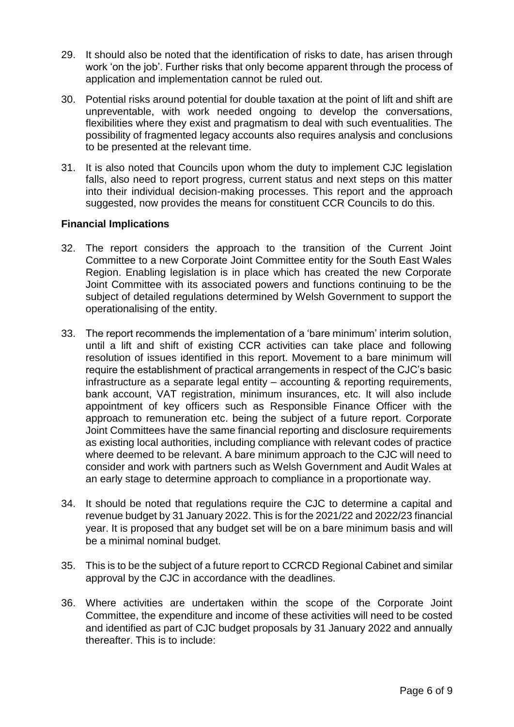29. It should also be noted that the identification of risks to date, has arisen through work 'on the job'. Further risks that only become apparent through the process of application and implementation cannot be ruled out.

30. Potential risks around potential for double taxation at the point of lift and shift are unpreventable, with work needed ongoing to develop the conversations, flexibilities where they exist and pragmatism to deal with such eventualities. The possibility of fragmented legacy accounts also requires analysis and conclusions to be presented at the relevant time.

31. It is also noted that Councils upon whom the duty to implement CJC legislation falls, also need to report progress, current status and next steps on this matter into their individual decision-making processes. This report and the approach suggested, now provides the means for constituent CCR Councils to do this.

**Financial Implications**

32. The report considers the approach to the transition of the Current Joint Committee to a new Corporate Joint Committee entity for the South East Wales Region. Enabling legislation is in place which has created the new Corporate Joint Committee with its associated powers and functions continuing to be the subject of detailed regulations determined by Welsh Government to support the operationalising of the entity.

33. The report recommends the implementation of a 'bare minimum' interim solution, until a lift and shift of existing CCR activities can take place and following resolution of issues identified in this report. Movement to a bare minimum will require the establishment of practical arrangements in respect of the CJC's basic infrastructure as a separate legal entity – accounting & reporting requirements, bank account, VAT registration, minimum insurances, etc. It will also include appointment of key officers such as Responsible Finance Officer with the approach to remuneration etc. being the subject of a future report. Corporate Joint Committees have the same financial reporting and disclosure requirements as existing local authorities, including compliance with relevant codes of practice where deemed to be relevant. A bare minimum approach to the CJC will need to consider and work with partners such as Welsh Government and Audit Wales at an early stage to determine approach to compliance in a proportionate way.

34. It should be noted that regulations require the CJC to determine a capital and revenue budget by 31 January 2022. This is for the 2021/22 and 2022/23 financial year. It is proposed that any budget set will be on a bare minimum basis and will be a minimal nominal budget.

35. This is to be the subject of a future report to CCRCD Regional Cabinet and similar approval by the CJC in accordance with the deadlines.

36. Where activities are undertaken within the scope of the Corporate Joint Committee, the expenditure and income of these activities will need to be costed and identified as part of CJC budget proposals by 31 January 2022 and annually thereafter. This is to include: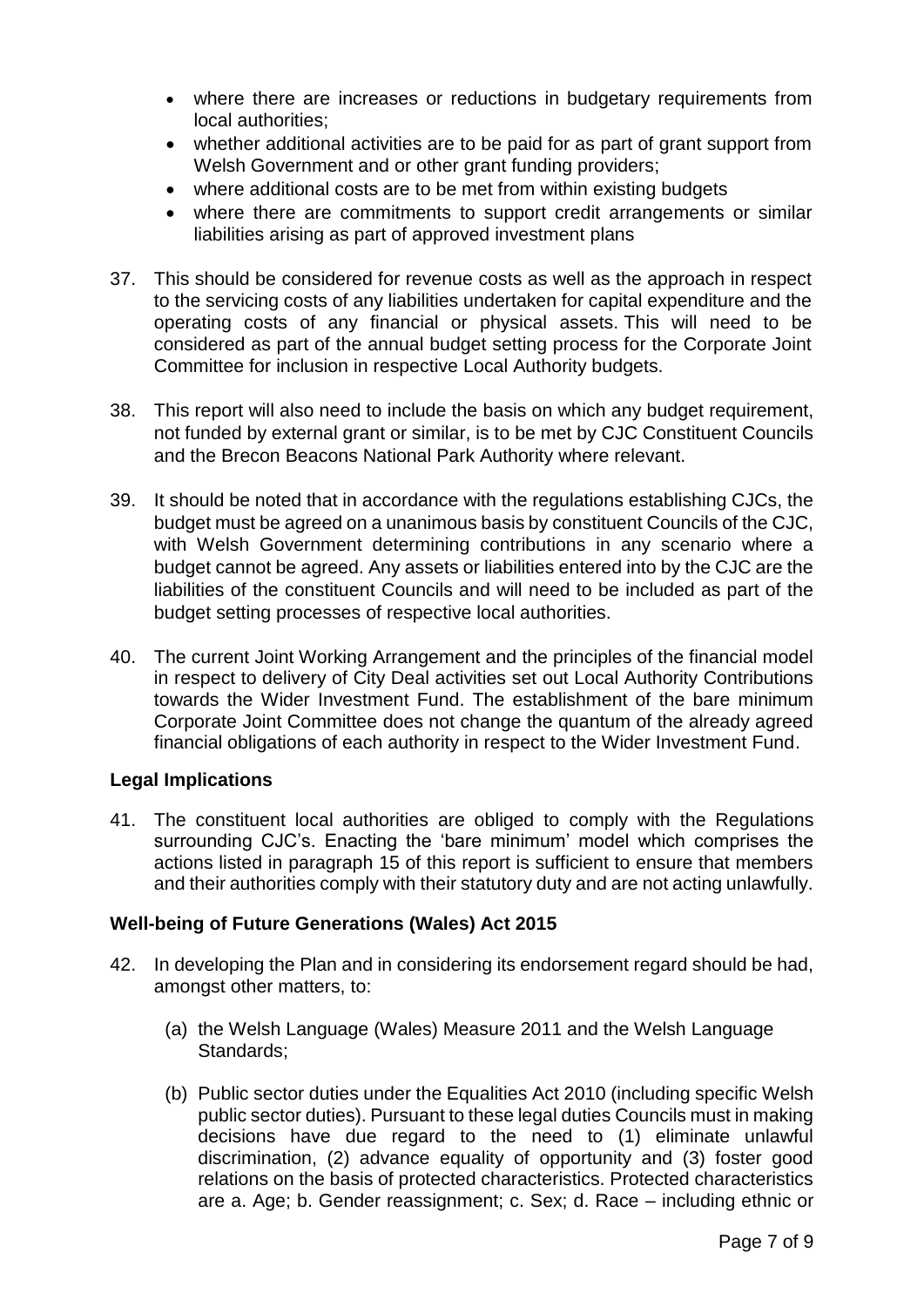- where there are increases or reductions in budgetary requirements from local authorities;
- whether additional activities are to be paid for as part of grant support from Welsh Government and or other grant funding providers;
- where additional costs are to be met from within existing budgets
- where there are commitments to support credit arrangements or similar liabilities arising as part of approved investment plans

37. This should be considered for revenue costs as well as the approach in respect to the servicing costs of any liabilities undertaken for capital expenditure and the operating costs of any financial or physical assets. This will need to be considered as part of the annual budget setting process for the Corporate Joint Committee for inclusion in respective Local Authority budgets.

38. This report will also need to include the basis on which any budget requirement, not funded by external grant or similar, is to be met by CJC Constituent Councils and the Brecon Beacons National Park Authority where relevant.

39. It should be noted that in accordance with the regulations establishing CJCs, the budget must be agreed on a unanimous basis by constituent Councils of the CJC, with Welsh Government determining contributions in any scenario where a budget cannot be agreed. Any assets or liabilities entered into by the CJC are the liabilities of the constituent Councils and will need to be included as part of the budget setting processes of respective local authorities.

40. The current Joint Working Arrangement and the principles of the financial model in respect to delivery of City Deal activities set out Local Authority Contributions towards the Wider Investment Fund. The establishment of the bare minimum Corporate Joint Committee does not change the quantum of the already agreed financial obligations of each authority in respect to the Wider Investment Fund.

**Legal Implications**

41. The constituent local authorities are obliged to comply with the Regulations surrounding CJC's. Enacting the 'bare minimum' model which comprises the actions listed in paragraph 15 of this report is sufficient to ensure that members and their authorities comply with their statutory duty and are not acting unlawfully.

**Well-being of Future Generations (Wales) Act 2015**

42. In developing the Plan and in considering its endorsement regard should be had, amongst other matters, to:

    (a) the Welsh Language (Wales) Measure 2011 and the Welsh Language Standards;

    (b) Public sector duties under the Equalities Act 2010 (including specific Welsh public sector duties). Pursuant to these legal duties Councils must in making decisions have due regard to the need to (1) eliminate unlawful discrimination, (2) advance equality of opportunity and (3) foster good relations on the basis of protected characteristics. Protected characteristics are a. Age; b. Gender reassignment; c. Sex; d. Race – including ethnic or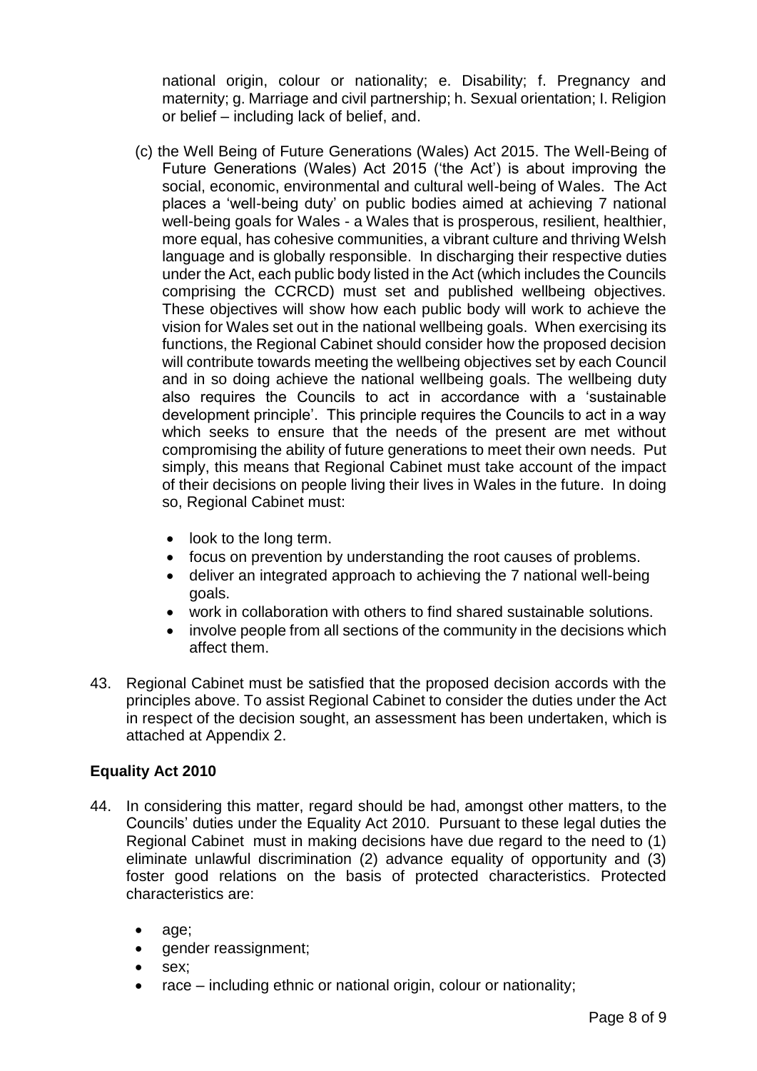national origin, colour or nationality; e. Disability; f. Pregnancy and maternity; g. Marriage and civil partnership; h. Sexual orientation; I. Religion or belief – including lack of belief, and.

(c) the Well Being of Future Generations (Wales) Act 2015. The Well-Being of Future Generations (Wales) Act 2015 ('the Act') is about improving the social, economic, environmental and cultural well-being of Wales. The Act places a 'well-being duty' on public bodies aimed at achieving 7 national well-being goals for Wales - a Wales that is prosperous, resilient, healthier, more equal, has cohesive communities, a vibrant culture and thriving Welsh language and is globally responsible. In discharging their respective duties under the Act, each public body listed in the Act (which includes the Councils comprising the CCRCD) must set and published wellbeing objectives. These objectives will show how each public body will work to achieve the vision for Wales set out in the national wellbeing goals. When exercising its functions, the Regional Cabinet should consider how the proposed decision will contribute towards meeting the wellbeing objectives set by each Council and in so doing achieve the national wellbeing goals. The wellbeing duty also requires the Councils to act in accordance with a 'sustainable development principle'. This principle requires the Councils to act in a way which seeks to ensure that the needs of the present are met without compromising the ability of future generations to meet their own needs. Put simply, this means that Regional Cabinet must take account of the impact of their decisions on people living their lives in Wales in the future. In doing so, Regional Cabinet must:

- look to the long term.
- focus on prevention by understanding the root causes of problems.
- deliver an integrated approach to achieving the 7 national well-being goals.
- work in collaboration with others to find shared sustainable solutions.
- involve people from all sections of the community in the decisions which affect them.

43. Regional Cabinet must be satisfied that the proposed decision accords with the principles above. To assist Regional Cabinet to consider the duties under the Act in respect of the decision sought, an assessment has been undertaken, which is attached at Appendix 2.

## Equality Act 2010

44. In considering this matter, regard should be had, amongst other matters, to the Councils' duties under the Equality Act 2010. Pursuant to these legal duties the Regional Cabinet must in making decisions have due regard to the need to (1) eliminate unlawful discrimination (2) advance equality of opportunity and (3) foster good relations on the basis of protected characteristics. Protected characteristics are:

    - age;
    - gender reassignment;
    - sex;
    - race – including ethnic or national origin, colour or nationality;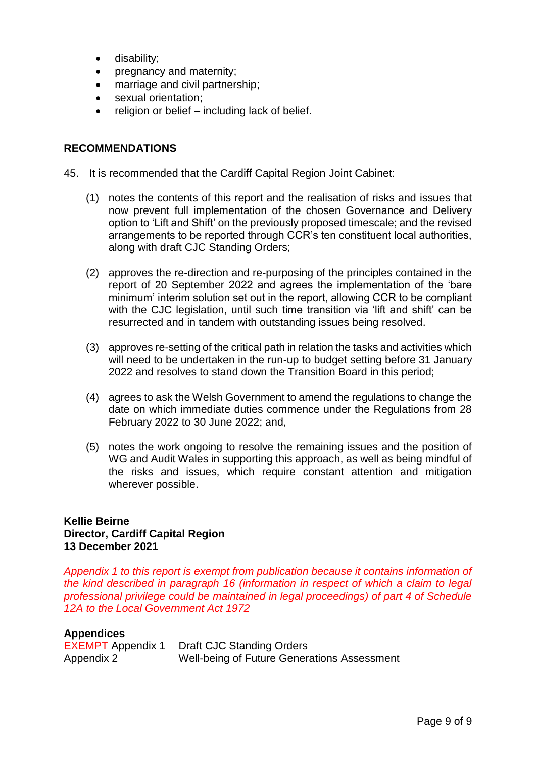- disability;
- pregnancy and maternity;
- marriage and civil partnership;
- sexual orientation;
- religion or belief – including lack of belief.

## RECOMMENDATIONS

45. It is recommended that the Cardiff Capital Region Joint Cabinet:

    (1) notes the contents of this report and the realisation of risks and issues that now prevent full implementation of the chosen Governance and Delivery option to 'Lift and Shift' on the previously proposed timescale; and the revised arrangements to be reported through CCR's ten constituent local authorities, along with draft CJC Standing Orders;

    (2) approves the re-direction and re-purposing of the principles contained in the report of 20 September 2022 and agrees the implementation of the 'bare minimum' interim solution set out in the report, allowing CCR to be compliant with the CJC legislation, until such time transition via 'lift and shift' can be resurrected and in tandem with outstanding issues being resolved.

    (3) approves re-setting of the critical path in relation the tasks and activities which will need to be undertaken in the run-up to budget setting before 31 January 2022 and resolves to stand down the Transition Board in this period;

    (4) agrees to ask the Welsh Government to amend the regulations to change the date on which immediate duties commence under the Regulations from 28 February 2022 to 30 June 2022; and,

    (5) notes the work ongoing to resolve the remaining issues and the position of WG and Audit Wales in supporting this approach, as well as being mindful of the risks and issues, which require constant attention and mitigation wherever possible.

**Kellie Beirne**
**Director, Cardiff Capital Region**
**13 December 2021**

*Appendix 1 to this report is exempt from publication because it contains information of the kind described in paragraph 16 (information in respect of which a claim to legal professional privilege could be maintained in legal proceedings) of part 4 of Schedule 12A to the Local Government Act 1972*

**Appendices**

| | |
|---|---|
| EXEMPT Appendix 1 | Draft CJC Standing Orders |
| Appendix 2 | Well-being of Future Generations Assessment |